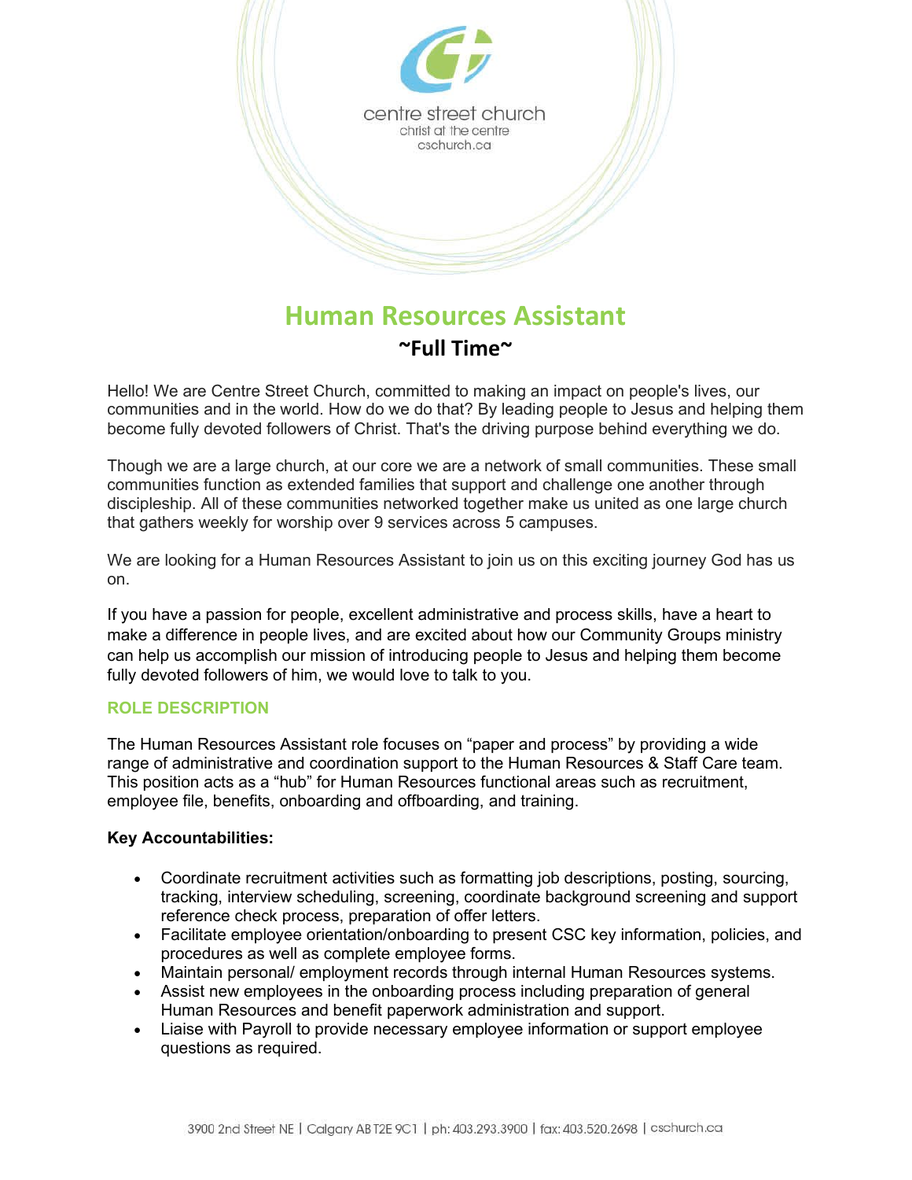centre street church
christ at the centre
cschurch.ca

# Human Resources Assistant

## ~Full Time~

Hello! We are Centre Street Church, committed to making an impact on people's lives, our communities and in the world. How do we do that? By leading people to Jesus and helping them become fully devoted followers of Christ. That's the driving purpose behind everything we do.

Though we are a large church, at our core we are a network of small communities. These small communities function as extended families that support and challenge one another through discipleship. All of these communities networked together make us united as one large church that gathers weekly for worship over 9 services across 5 campuses.

We are looking for a Human Resources Assistant to join us on this exciting journey God has us on.

If you have a passion for people, excellent administrative and process skills, have a heart to make a difference in people lives, and are excited about how our Community Groups ministry can help us accomplish our mission of introducing people to Jesus and helping them become fully devoted followers of him, we would love to talk to you.

### ROLE DESCRIPTION

The Human Resources Assistant role focuses on "paper and process" by providing a wide range of administrative and coordination support to the Human Resources & Staff Care team. This position acts as a "hub" for Human Resources functional areas such as recruitment, employee file, benefits, onboarding and offboarding, and training.

**Key Accountabilities:**

- Coordinate recruitment activities such as formatting job descriptions, posting, sourcing, tracking, interview scheduling, screening, coordinate background screening and support reference check process, preparation of offer letters.
- Facilitate employee orientation/onboarding to present CSC key information, policies, and procedures as well as complete employee forms.
- Maintain personal/ employment records through internal Human Resources systems.
- Assist new employees in the onboarding process including preparation of general Human Resources and benefit paperwork administration and support.
- Liaise with Payroll to provide necessary employee information or support employee questions as required.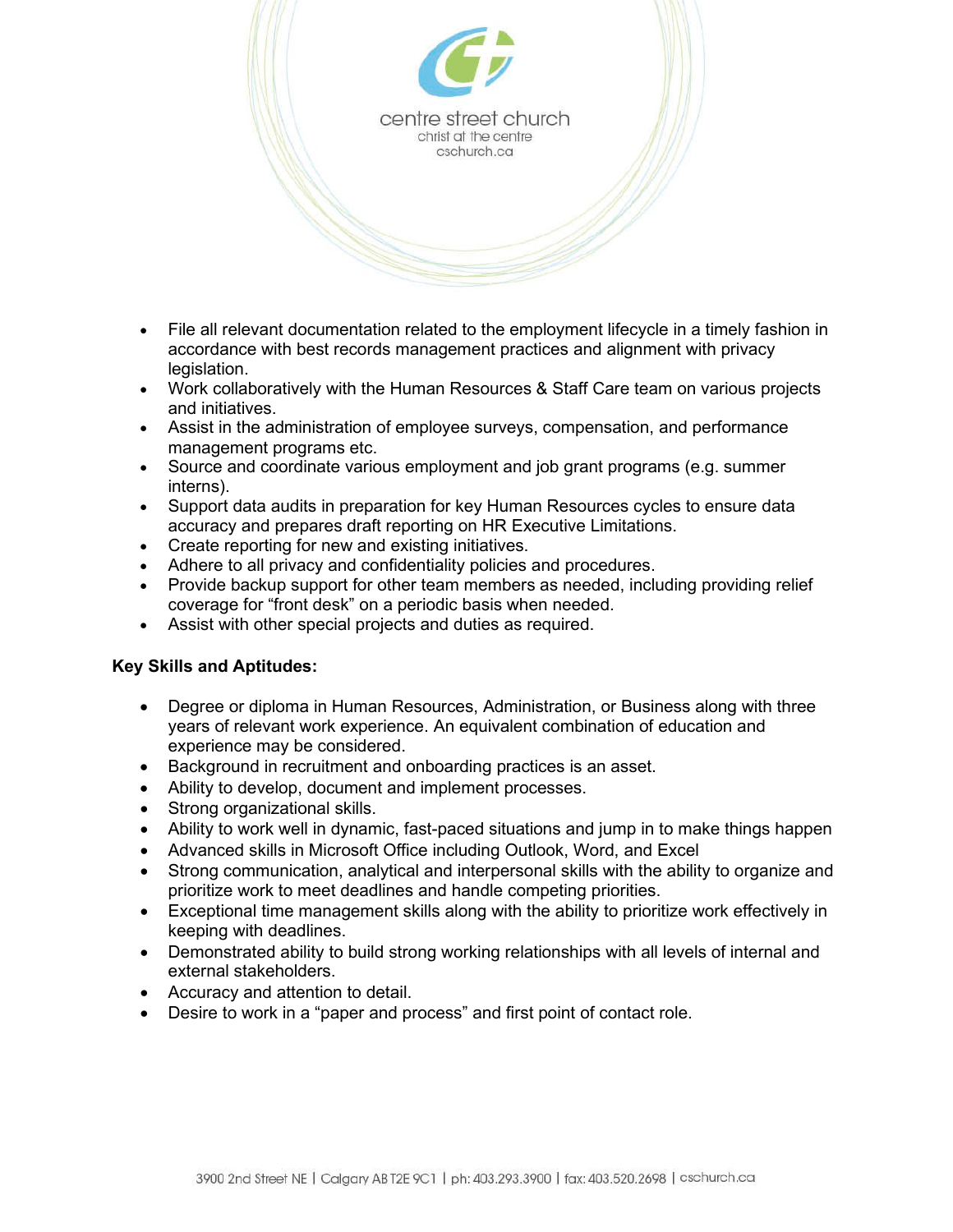- File all relevant documentation related to the employment lifecycle in a timely fashion in accordance with best records management practices and alignment with privacy legislation.
- Work collaboratively with the Human Resources & Staff Care team on various projects and initiatives.
- Assist in the administration of employee surveys, compensation, and performance management programs etc.
- Source and coordinate various employment and job grant programs (e.g. summer interns).
- Support data audits in preparation for key Human Resources cycles to ensure data accuracy and prepares draft reporting on HR Executive Limitations.
- Create reporting for new and existing initiatives.
- Adhere to all privacy and confidentiality policies and procedures.
- Provide backup support for other team members as needed, including providing relief coverage for "front desk" on a periodic basis when needed.
- Assist with other special projects and duties as required.

**Key Skills and Aptitudes:**

- Degree or diploma in Human Resources, Administration, or Business along with three years of relevant work experience. An equivalent combination of education and experience may be considered.
- Background in recruitment and onboarding practices is an asset.
- Ability to develop, document and implement processes.
- Strong organizational skills.
- Ability to work well in dynamic, fast-paced situations and jump in to make things happen
- Advanced skills in Microsoft Office including Outlook, Word, and Excel
- Strong communication, analytical and interpersonal skills with the ability to organize and prioritize work to meet deadlines and handle competing priorities.
- Exceptional time management skills along with the ability to prioritize work effectively in keeping with deadlines.
- Demonstrated ability to build strong working relationships with all levels of internal and external stakeholders.
- Accuracy and attention to detail.
- Desire to work in a "paper and process" and first point of contact role.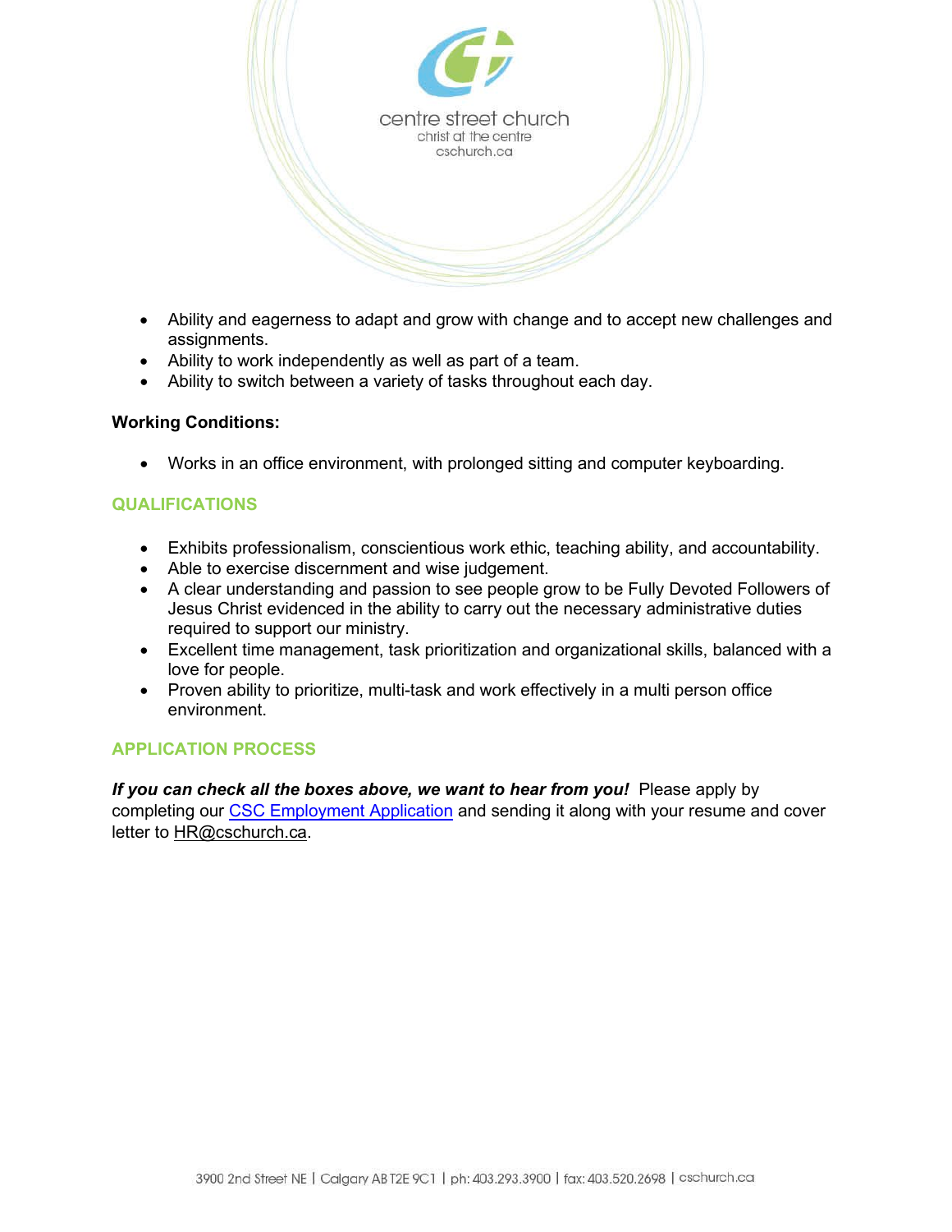- Ability and eagerness to adapt and grow with change and to accept new challenges and assignments.
- Ability to work independently as well as part of a team.
- Ability to switch between a variety of tasks throughout each day.

**Working Conditions:**

- Works in an office environment, with prolonged sitting and computer keyboarding.

## QUALIFICATIONS

- Exhibits professionalism, conscientious work ethic, teaching ability, and accountability.
- Able to exercise discernment and wise judgement.
- A clear understanding and passion to see people grow to be Fully Devoted Followers of Jesus Christ evidenced in the ability to carry out the necessary administrative duties required to support our ministry.
- Excellent time management, task prioritization and organizational skills, balanced with a love for people.
- Proven ability to prioritize, multi-task and work effectively in a multi person office environment.

## APPLICATION PROCESS

***If you can check all the boxes above, we want to hear from you!*** Please apply by completing our CSC Employment Application and sending it along with your resume and cover letter to HR@cschurch.ca.